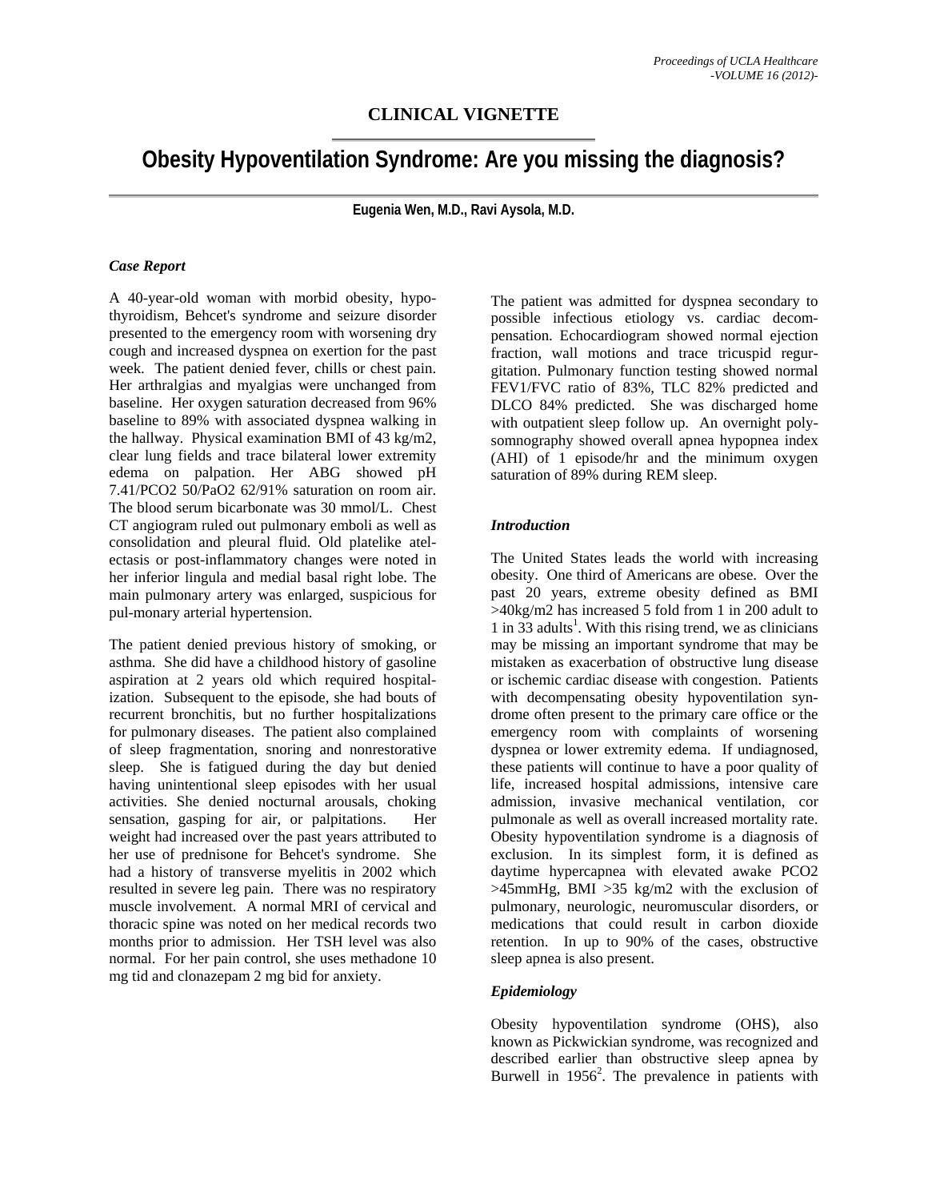**CLINICAL VIGNETTE**

# Obesity Hypoventilation Syndrome: Are you missing the diagnosis?

**Eugenia Wen, M.D., Ravi Aysola, M.D.**

### *Case Report*

A 40-year-old woman with morbid obesity, hypothyroidism, Behcet's syndrome and seizure disorder presented to the emergency room with worsening dry cough and increased dyspnea on exertion for the past week. The patient denied fever, chills or chest pain. Her arthralgias and myalgias were unchanged from baseline. Her oxygen saturation decreased from 96% baseline to 89% with associated dyspnea walking in the hallway. Physical examination BMI of 43 kg/m2, clear lung fields and trace bilateral lower extremity edema on palpation. Her ABG showed pH 7.41/PCO2 50/PaO2 62/91% saturation on room air. The blood serum bicarbonate was 30 mmol/L. Chest CT angiogram ruled out pulmonary emboli as well as consolidation and pleural fluid. Old platelike atelectasis or post-inflammatory changes were noted in her inferior lingula and medial basal right lobe. The main pulmonary artery was enlarged, suspicious for pul-monary arterial hypertension.

The patient denied previous history of smoking, or asthma. She did have a childhood history of gasoline aspiration at 2 years old which required hospitalization. Subsequent to the episode, she had bouts of recurrent bronchitis, but no further hospitalizations for pulmonary diseases. The patient also complained of sleep fragmentation, snoring and nonrestorative sleep. She is fatigued during the day but denied having unintentional sleep episodes with her usual activities. She denied nocturnal arousals, choking sensation, gasping for air, or palpitations. Her weight had increased over the past years attributed to her use of prednisone for Behcet's syndrome. She had a history of transverse myelitis in 2002 which resulted in severe leg pain. There was no respiratory muscle involvement. A normal MRI of cervical and thoracic spine was noted on her medical records two months prior to admission. Her TSH level was also normal. For her pain control, she uses methadone 10 mg tid and clonazepam 2 mg bid for anxiety.

The patient was admitted for dyspnea secondary to possible infectious etiology vs. cardiac decompensation. Echocardiogram showed normal ejection fraction, wall motions and trace tricuspid regurgitation. Pulmonary function testing showed normal FEV1/FVC ratio of 83%, TLC 82% predicted and DLCO 84% predicted. She was discharged home with outpatient sleep follow up. An overnight polysomnography showed overall apnea hypopnea index (AHI) of 1 episode/hr and the minimum oxygen saturation of 89% during REM sleep.

### *Introduction*

The United States leads the world with increasing obesity. One third of Americans are obese. Over the past 20 years, extreme obesity defined as BMI >40kg/m2 has increased 5 fold from 1 in 200 adult to 1 in 33 adults[1]. With this rising trend, we as clinicians may be missing an important syndrome that may be mistaken as exacerbation of obstructive lung disease or ischemic cardiac disease with congestion. Patients with decompensating obesity hypoventilation syndrome often present to the primary care office or the emergency room with complaints of worsening dyspnea or lower extremity edema. If undiagnosed, these patients will continue to have a poor quality of life, increased hospital admissions, intensive care admission, invasive mechanical ventilation, cor pulmonale as well as overall increased mortality rate. Obesity hypoventilation syndrome is a diagnosis of exclusion. In its simplest form, it is defined as daytime hypercapnea with elevated awake PCO2 >45mmHg, BMI >35 kg/m2 with the exclusion of pulmonary, neurologic, neuromuscular disorders, or medications that could result in carbon dioxide retention. In up to 90% of the cases, obstructive sleep apnea is also present.

### *Epidemiology*

Obesity hypoventilation syndrome (OHS), also known as Pickwickian syndrome, was recognized and described earlier than obstructive sleep apnea by Burwell in 1956[2]. The prevalence in patients with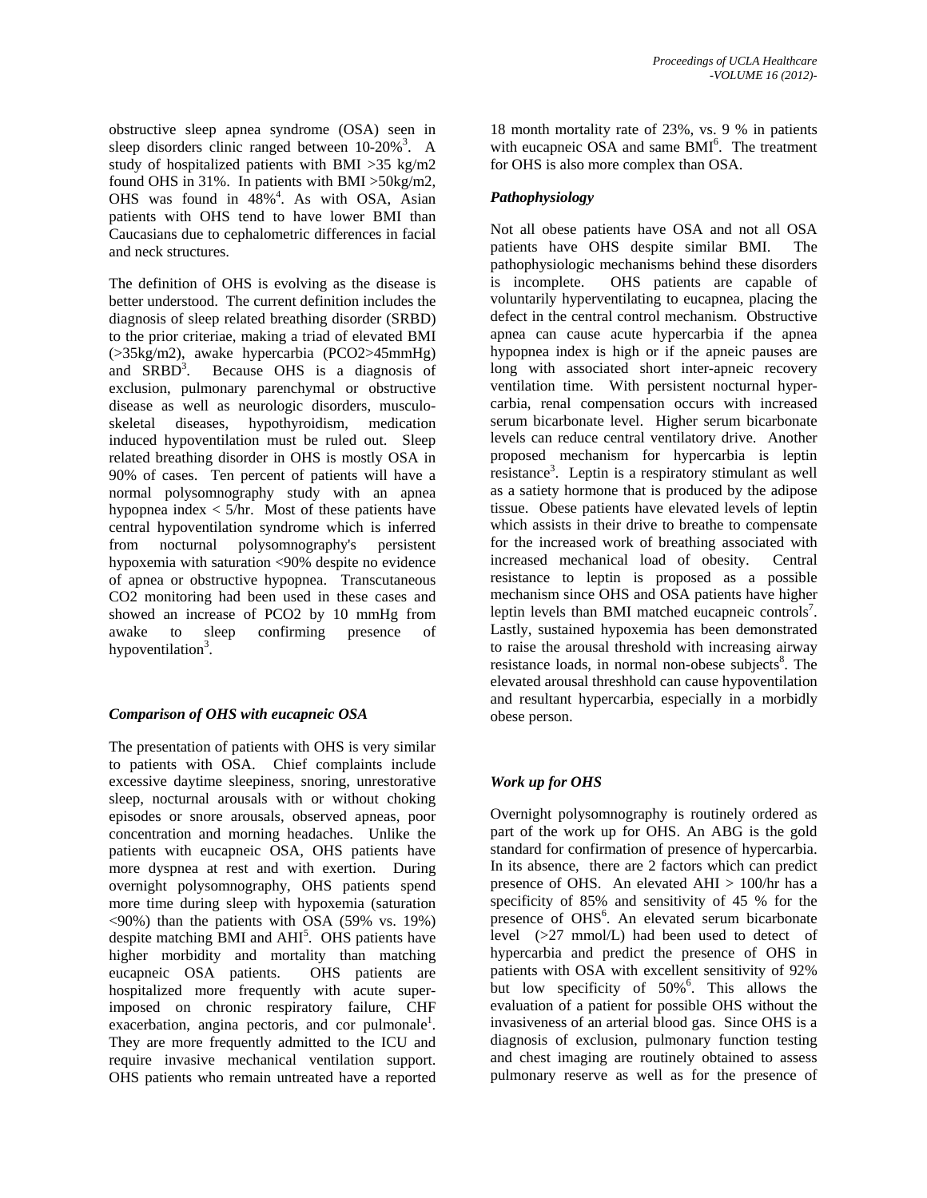obstructive sleep apnea syndrome (OSA) seen in sleep disorders clinic ranged between 10-20%[3]. A study of hospitalized patients with BMI >35 kg/m2 found OHS in 31%. In patients with BMI >50kg/m2, OHS was found in 48%[4]. As with OSA, Asian patients with OHS tend to have lower BMI than Caucasians due to cephalometric differences in facial and neck structures.

The definition of OHS is evolving as the disease is better understood. The current definition includes the diagnosis of sleep related breathing disorder (SRBD) to the prior criteriae, making a triad of elevated BMI (>35kg/m2), awake hypercarbia (PCO2>45mmHg) and SRBD[3]. Because OHS is a diagnosis of exclusion, pulmonary parenchymal or obstructive disease as well as neurologic disorders, musculo-skeletal diseases, hypothyroidism, medication induced hypoventilation must be ruled out. Sleep related breathing disorder in OHS is mostly OSA in 90% of cases. Ten percent of patients will have a normal polysomnography study with an apnea hypopnea index < 5/hr. Most of these patients have central hypoventilation syndrome which is inferred from nocturnal polysomnography's persistent hypoxemia with saturation <90% despite no evidence of apnea or obstructive hypopnea. Transcutaneous CO2 monitoring had been used in these cases and showed an increase of PCO2 by 10 mmHg from awake to sleep confirming presence of hypoventilation[3].

### *Comparison of OHS with eucapneic OSA*

The presentation of patients with OHS is very similar to patients with OSA. Chief complaints include excessive daytime sleepiness, snoring, unrestorative sleep, nocturnal arousals with or without choking episodes or snore arousals, observed apneas, poor concentration and morning headaches. Unlike the patients with eucapneic OSA, OHS patients have more dyspnea at rest and with exertion. During overnight polysomnography, OHS patients spend more time during sleep with hypoxemia (saturation <90%) than the patients with OSA (59% vs. 19%) despite matching BMI and AHI[5]. OHS patients have higher morbidity and mortality than matching eucapneic OSA patients. OHS patients are hospitalized more frequently with acute super-imposed on chronic respiratory failure, CHF exacerbation, angina pectoris, and cor pulmonale[1]. They are more frequently admitted to the ICU and require invasive mechanical ventilation support. OHS patients who remain untreated have a reported 18 month mortality rate of 23%, vs. 9 % in patients with eucapneic OSA and same BMI[6]. The treatment for OHS is also more complex than OSA.

### *Pathophysiology*

Not all obese patients have OSA and not all OSA patients have OHS despite similar BMI. The pathophysiologic mechanisms behind these disorders is incomplete. OHS patients are capable of voluntarily hyperventilating to eucapnea, placing the defect in the central control mechanism. Obstructive apnea can cause acute hypercarbia if the apnea hypopnea index is high or if the apneic pauses are long with associated short inter-apneic recovery ventilation time. With persistent nocturnal hyper-carbia, renal compensation occurs with increased serum bicarbonate level. Higher serum bicarbonate levels can reduce central ventilatory drive. Another proposed mechanism for hypercarbia is leptin resistance[3]. Leptin is a respiratory stimulant as well as a satiety hormone that is produced by the adipose tissue. Obese patients have elevated levels of leptin which assists in their drive to breathe to compensate for the increased work of breathing associated with increased mechanical load of obesity. Central resistance to leptin is proposed as a possible mechanism since OHS and OSA patients have higher leptin levels than BMI matched eucapneic controls[7]. Lastly, sustained hypoxemia has been demonstrated to raise the arousal threshold with increasing airway resistance loads, in normal non-obese subjects[8]. The elevated arousal threshhold can cause hypoventilation and resultant hypercarbia, especially in a morbidly obese person.

### *Work up for OHS*

Overnight polysomnography is routinely ordered as part of the work up for OHS. An ABG is the gold standard for confirmation of presence of hypercarbia. In its absence, there are 2 factors which can predict presence of OHS. An elevated AHI > 100/hr has a specificity of 85% and sensitivity of 45 % for the presence of OHS[6]. An elevated serum bicarbonate level (>27 mmol/L) had been used to detect of hypercarbia and predict the presence of OHS in patients with OSA with excellent sensitivity of 92% but low specificity of 50%[6]. This allows the evaluation of a patient for possible OHS without the invasiveness of an arterial blood gas. Since OHS is a diagnosis of exclusion, pulmonary function testing and chest imaging are routinely obtained to assess pulmonary reserve as well as for the presence of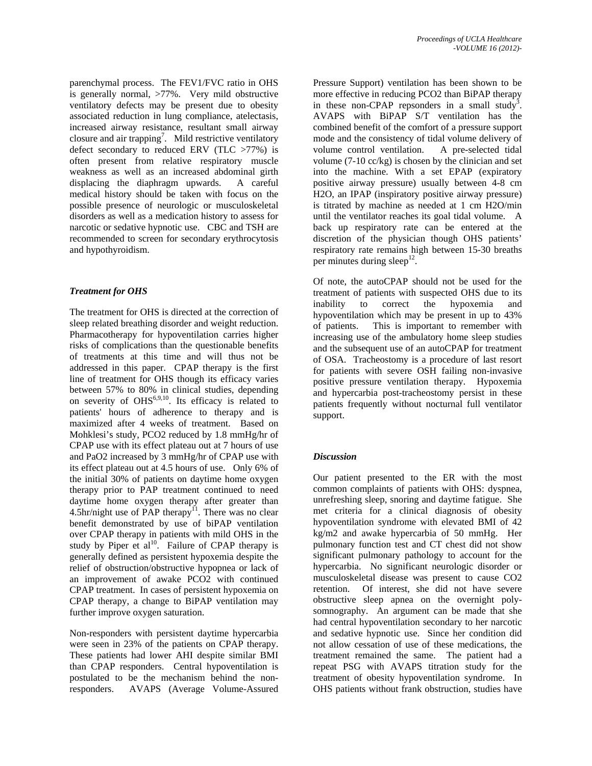parenchymal process. The FEV1/FVC ratio in OHS is generally normal, >77%. Very mild obstructive ventilatory defects may be present due to obesity associated reduction in lung compliance, atelectasis, increased airway resistance, resultant small airway closure and air trapping[7]. Mild restrictive ventilatory defect secondary to reduced ERV (TLC >77%) is often present from relative respiratory muscle weakness as well as an increased abdominal girth displacing the diaphragm upwards. A careful medical history should be taken with focus on the possible presence of neurologic or musculoskeletal disorders as well as a medication history to assess for narcotic or sedative hypnotic use. CBC and TSH are recommended to screen for secondary erythrocytosis and hypothyroidism.

### *Treatment for OHS*

The treatment for OHS is directed at the correction of sleep related breathing disorder and weight reduction. Pharmacotherapy for hypoventilation carries higher risks of complications than the questionable benefits of treatments at this time and will thus not be addressed in this paper. CPAP therapy is the first line of treatment for OHS though its efficacy varies between 57% to 80% in clinical studies, depending on severity of OHS[6,9,10]. Its efficacy is related to patients' hours of adherence to therapy and is maximized after 4 weeks of treatment. Based on Mohklesi's study, PCO2 reduced by 1.8 mmHg/hr of CPAP use with its effect plateau out at 7 hours of use and PaO2 increased by 3 mmHg/hr of CPAP use with its effect plateau out at 4.5 hours of use. Only 6% of the initial 30% of patients on daytime home oxygen therapy prior to PAP treatment continued to need daytime home oxygen therapy after greater than 4.5hr/night use of PAP therapy[11]. There was no clear benefit demonstrated by use of biPAP ventilation over CPAP therapy in patients with mild OHS in the study by Piper et al[10]. Failure of CPAP therapy is generally defined as persistent hypoxemia despite the relief of obstruction/obstructive hypopnea or lack of an improvement of awake PCO2 with continued CPAP treatment. In cases of persistent hypoxemia on CPAP therapy, a change to BiPAP ventilation may further improve oxygen saturation.

Non-responders with persistent daytime hypercarbia were seen in 23% of the patients on CPAP therapy. These patients had lower AHI despite similar BMI than CPAP responders. Central hypoventilation is postulated to be the mechanism behind the non-responders. AVAPS (Average Volume-Assured Pressure Support) ventilation has been shown to be more effective in reducing PCO2 than BiPAP therapy in these non-CPAP repsonders in a small study[3]. AVAPS with BiPAP S/T ventilation has the combined benefit of the comfort of a pressure support mode and the consistency of tidal volume delivery of volume control ventilation. A pre-selected tidal volume (7-10 cc/kg) is chosen by the clinician and set into the machine. With a set EPAP (expiratory positive airway pressure) usually between 4-8 cm H2O, an IPAP (inspiratory positive airway pressure) is titrated by machine as needed at 1 cm H2O/min until the ventilator reaches its goal tidal volume. A back up respiratory rate can be entered at the discretion of the physician though OHS patients' respiratory rate remains high between 15-30 breaths per minutes during sleep[12].

Of note, the autoCPAP should not be used for the treatment of patients with suspected OHS due to its inability to correct the hypoxemia and hypoventilation which may be present in up to 43% of patients. This is important to remember with increasing use of the ambulatory home sleep studies and the subsequent use of an autoCPAP for treatment of OSA. Tracheostomy is a procedure of last resort for patients with severe OSH failing non-invasive positive pressure ventilation therapy. Hypoxemia and hypercarbia post-tracheostomy persist in these patients frequently without nocturnal full ventilator support.

### *Discussion*

Our patient presented to the ER with the most common complaints of patients with OHS: dyspnea, unrefreshing sleep, snoring and daytime fatigue. She met criteria for a clinical diagnosis of obesity hypoventilation syndrome with elevated BMI of 42 kg/m2 and awake hypercarbia of 50 mmHg. Her pulmonary function test and CT chest did not show significant pulmonary pathology to account for the hypercarbia. No significant neurologic disorder or musculoskeletal disease was present to cause CO2 retention. Of interest, she did not have severe obstructive sleep apnea on the overnight poly-somnography. An argument can be made that she had central hypoventilation secondary to her narcotic and sedative hypnotic use. Since her condition did not allow cessation of use of these medications, the treatment remained the same. The patient had a repeat PSG with AVAPS titration study for the treatment of obesity hypoventilation syndrome. In OHS patients without frank obstruction, studies have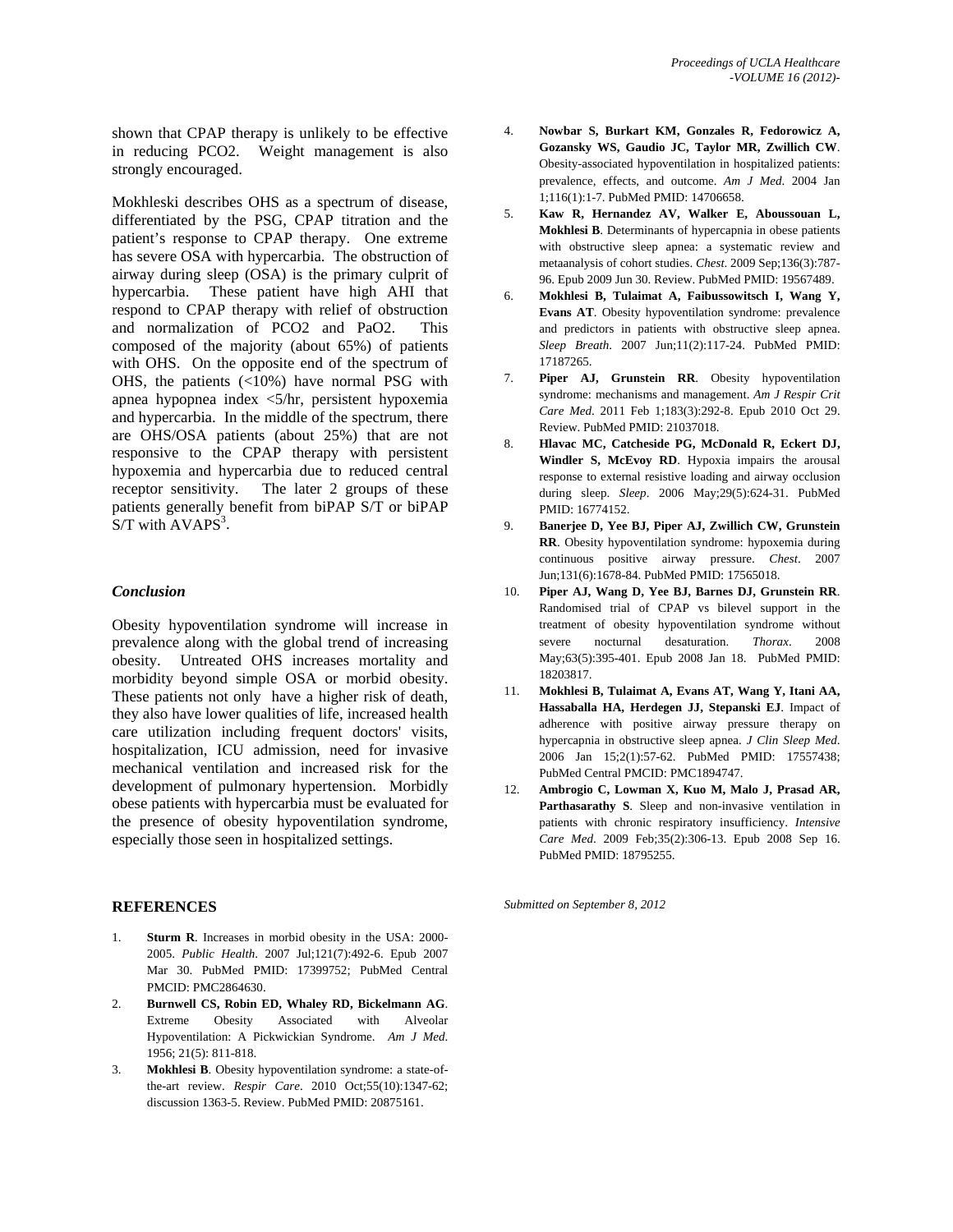shown that CPAP therapy is unlikely to be effective in reducing PCO2. Weight management is also strongly encouraged.

Mokhleski describes OHS as a spectrum of disease, differentiated by the PSG, CPAP titration and the patient's response to CPAP therapy. One extreme has severe OSA with hypercarbia. The obstruction of airway during sleep (OSA) is the primary culprit of hypercarbia. These patient have high AHI that respond to CPAP therapy with relief of obstruction and normalization of PCO2 and PaO2. This composed of the majority (about 65%) of patients with OHS. On the opposite end of the spectrum of OHS, the patients (<10%) have normal PSG with apnea hypopnea index <5/hr, persistent hypoxemia and hypercarbia. In the middle of the spectrum, there are OHS/OSA patients (about 25%) that are not responsive to the CPAP therapy with persistent hypoxemia and hypercarbia due to reduced central receptor sensitivity. The later 2 groups of these patients generally benefit from biPAP S/T or biPAP S/T with AVAPS[3].

### *Conclusion*

Obesity hypoventilation syndrome will increase in prevalence along with the global trend of increasing obesity. Untreated OHS increases mortality and morbidity beyond simple OSA or morbid obesity. These patients not only have a higher risk of death, they also have lower qualities of life, increased health care utilization including frequent doctors' visits, hospitalization, ICU admission, need for invasive mechanical ventilation and increased risk for the development of pulmonary hypertension. Morbidly obese patients with hypercarbia must be evaluated for the presence of obesity hypoventilation syndrome, especially those seen in hospitalized settings.

## REFERENCES

1. **Sturm R**. Increases in morbid obesity in the USA: 2000-2005. *Public Health*. 2007 Jul;121(7):492-6. Epub 2007 Mar 30. PubMed PMID: 17399752; PubMed Central PMCID: PMC2864630.
2. **Burnwell CS, Robin ED, Whaley RD, Bickelmann AG**. Extreme Obesity Associated with Alveolar Hypoventilation: A Pickwickian Syndrome. *Am J Med*. 1956; 21(5): 811-818.
3. **Mokhlesi B**. Obesity hypoventilation syndrome: a state-of-the-art review. *Respir Care*. 2010 Oct;55(10):1347-62; discussion 1363-5. Review. PubMed PMID: 20875161.
4. **Nowbar S, Burkart KM, Gonzales R, Fedorowicz A, Gozansky WS, Gaudio JC, Taylor MR, Zwillich CW**. Obesity-associated hypoventilation in hospitalized patients: prevalence, effects, and outcome. *Am J Med*. 2004 Jan 1;116(1):1-7. PubMed PMID: 14706658.
5. **Kaw R, Hernandez AV, Walker E, Aboussouan L, Mokhlesi B**. Determinants of hypercapnia in obese patients with obstructive sleep apnea: a systematic review and metaanalysis of cohort studies. *Chest*. 2009 Sep;136(3):787-96. Epub 2009 Jun 30. Review. PubMed PMID: 19567489.
6. **Mokhlesi B, Tulaimat A, Faibussowitsch I, Wang Y, Evans AT**. Obesity hypoventilation syndrome: prevalence and predictors in patients with obstructive sleep apnea. *Sleep Breath*. 2007 Jun;11(2):117-24. PubMed PMID: 17187265.
7. **Piper AJ, Grunstein RR**. Obesity hypoventilation syndrome: mechanisms and management. *Am J Respir Crit Care Med*. 2011 Feb 1;183(3):292-8. Epub 2010 Oct 29. Review. PubMed PMID: 21037018.
8. **Hlavac MC, Catcheside PG, McDonald R, Eckert DJ, Windler S, McEvoy RD**. Hypoxia impairs the arousal response to external resistive loading and airway occlusion during sleep. *Sleep*. 2006 May;29(5):624-31. PubMed PMID: 16774152.
9. **Banerjee D, Yee BJ, Piper AJ, Zwillich CW, Grunstein RR**. Obesity hypoventilation syndrome: hypoxemia during continuous positive airway pressure. *Chest*. 2007 Jun;131(6):1678-84. PubMed PMID: 17565018.
10. **Piper AJ, Wang D, Yee BJ, Barnes DJ, Grunstein RR**. Randomised trial of CPAP vs bilevel support in the treatment of obesity hypoventilation syndrome without severe nocturnal desaturation. *Thorax*. 2008 May;63(5):395-401. Epub 2008 Jan 18. PubMed PMID: 18203817.
11. **Mokhlesi B, Tulaimat A, Evans AT, Wang Y, Itani AA, Hassaballa HA, Herdegen JJ, Stepanski EJ**. Impact of adherence with positive airway pressure therapy on hypercapnia in obstructive sleep apnea. *J Clin Sleep Med*. 2006 Jan 15;2(1):57-62. PubMed PMID: 17557438; PubMed Central PMCID: PMC1894747.
12. **Ambrogio C, Lowman X, Kuo M, Malo J, Prasad AR, Parthasarathy S**. Sleep and non-invasive ventilation in patients with chronic respiratory insufficiency. *Intensive Care Med*. 2009 Feb;35(2):306-13. Epub 2008 Sep 16. PubMed PMID: 18795255.

*Submitted on September 8, 2012*